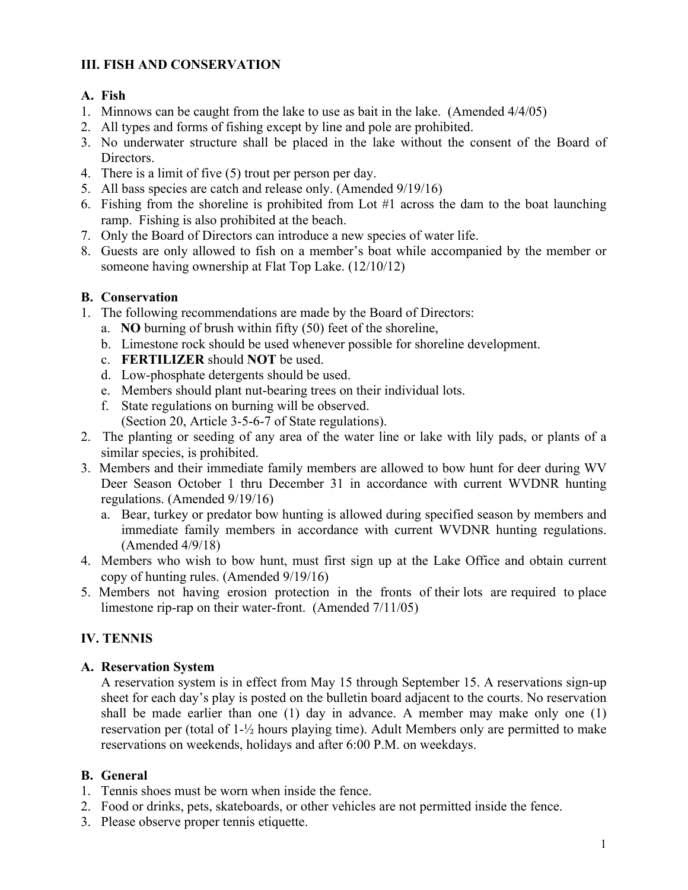## III. FISH AND CONSERVATION

### A. Fish

1. Minnows can be caught from the lake to use as bait in the lake. (Amended 4/4/05)
2. All types and forms of fishing except by line and pole are prohibited.
3. No underwater structure shall be placed in the lake without the consent of the Board of Directors.
4. There is a limit of five (5) trout per person per day.
5. All bass species are catch and release only. (Amended 9/19/16)
6. Fishing from the shoreline is prohibited from Lot #1 across the dam to the boat launching ramp. Fishing is also prohibited at the beach.
7. Only the Board of Directors can introduce a new species of water life.
8. Guests are only allowed to fish on a member's boat while accompanied by the member or someone having ownership at Flat Top Lake. (12/10/12)

### B. Conservation

1. The following recommendations are made by the Board of Directors:
   a. **NO** burning of brush within fifty (50) feet of the shoreline,
   b. Limestone rock should be used whenever possible for shoreline development.
   c. **FERTILIZER** should **NOT** be used.
   d. Low-phosphate detergents should be used.
   e. Members should plant nut-bearing trees on their individual lots.
   f. State regulations on burning will be observed.
   (Section 20, Article 3-5-6-7 of State regulations).
2. The planting or seeding of any area of the water line or lake with lily pads, or plants of a similar species, is prohibited.
3. Members and their immediate family members are allowed to bow hunt for deer during WV Deer Season October 1 thru December 31 in accordance with current WVDNR hunting regulations. (Amended 9/19/16)
   a. Bear, turkey or predator bow hunting is allowed during specified season by members and immediate family members in accordance with current WVDNR hunting regulations. (Amended 4/9/18)
4. Members who wish to bow hunt, must first sign up at the Lake Office and obtain current copy of hunting rules. (Amended 9/19/16)
5. Members not having erosion protection in the fronts of their lots are required to place limestone rip-rap on their water-front. (Amended 7/11/05)

## IV. TENNIS

### A. Reservation System

A reservation system is in effect from May 15 through September 15. A reservations sign-up sheet for each day's play is posted on the bulletin board adjacent to the courts. No reservation shall be made earlier than one (1) day in advance. A member may make only one (1) reservation per (total of 1-½ hours playing time). Adult Members only are permitted to make reservations on weekends, holidays and after 6:00 P.M. on weekdays.

### B. General

1. Tennis shoes must be worn when inside the fence.
2. Food or drinks, pets, skateboards, or other vehicles are not permitted inside the fence.
3. Please observe proper tennis etiquette.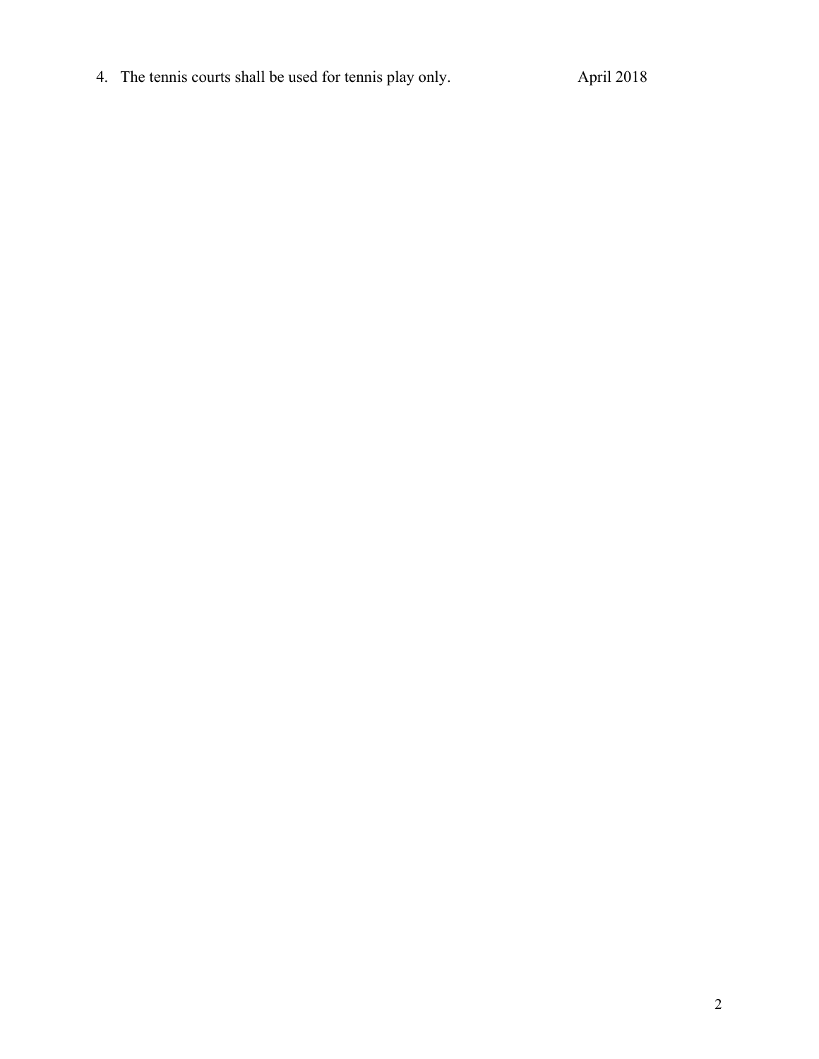4. The tennis courts shall be used for tennis play only. April 2018